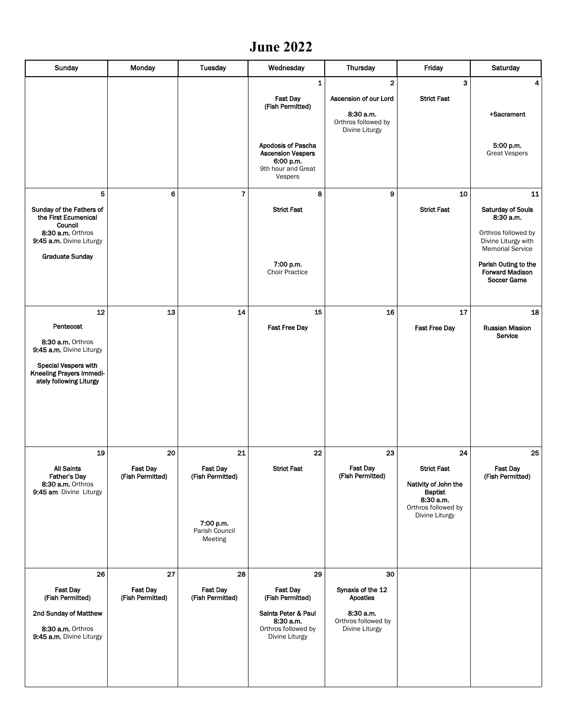# June 2022

| Sunday | Monday | Tuesday | Wednesday | Thursday | Friday | Saturday |
|---|---|---|---|---|---|---|
| | | | 1<br>**Fast Day (Fish Permitted)**<br><br>**Apodosis of Pascha Ascension Vespers**<br>**6:00 p.m.**<br>9th hour and Great Vespers | 2<br>**Ascension of our Lord**<br><br>**8:30 a.m.**<br>Orthros followed by Divine Liturgy | 3<br>**Strict Fast** | 4<br>**+Sacrament**<br><br>**5:00 p.m.**<br>Great Vespers |
| 5<br>**Sunday of the Fathers of the First Ecumenical Council**<br>**8:30 a.m.** Orthros<br>**9:45 a.m.** Divine Liturgy<br><br>**Graduate Sunday** | 6 | 7 | 8<br>**Strict Fast**<br><br>**7:00 p.m.**<br>Choir Practice | 9 | 10<br>**Strict Fast** | 11<br>**Saturday of Souls**<br>**8:30 a.m.**<br>Orthros followed by Divine Liturgy with Memorial Service<br><br>**Parish Outing to the Forward Madison Soccer Game** |
| 12<br>**Pentecost**<br><br>**8:30 a.m.** Orthros<br>**9:45 a.m.** Divine Liturgy<br><br>**Special Vespers with Kneeling Prayers immediately following Liturgy** | 13 | 14 | 15<br>**Fast Free Day** | 16 | 17<br>**Fast Free Day** | 18<br>**Russian Mission Service** |
| 19<br>**All Saints**<br>**Father's Day**<br>**8:30 a.m.** Orthros<br>**9:45 am** Divine Liturgy | 20<br>**Fast Day (Fish Permitted)** | 21<br>**Fast Day (Fish Permitted)**<br><br>**7:00 p.m.**<br>Parish Council Meeting | 22<br>**Strict Fast** | 23<br>**Fast Day (Fish Permitted)** | 24<br>**Strict Fast**<br><br>**Nativity of John the Baptist**<br>**8:30 a.m.**<br>Orthros followed by Divine Liturgy | 25<br>**Fast Day (Fish Permitted)** |
| 26<br>**Fast Day (Fish Permitted)**<br><br>**2nd Sunday of Matthew**<br><br>**8:30 a.m.** Orthros<br>**9:45 a.m.** Divine Liturgy | 27<br>**Fast Day (Fish Permitted)** | 28<br>**Fast Day (Fish Permitted)** | 29<br>**Fast Day (Fish Permitted)**<br><br>**Saints Peter & Paul**<br>**8:30 a.m.**<br>Orthros followed by Divine Liturgy | 30<br>**Synaxis of the 12 Apostles**<br><br>**8:30 a.m.**<br>Orthros followed by Divine Liturgy | | |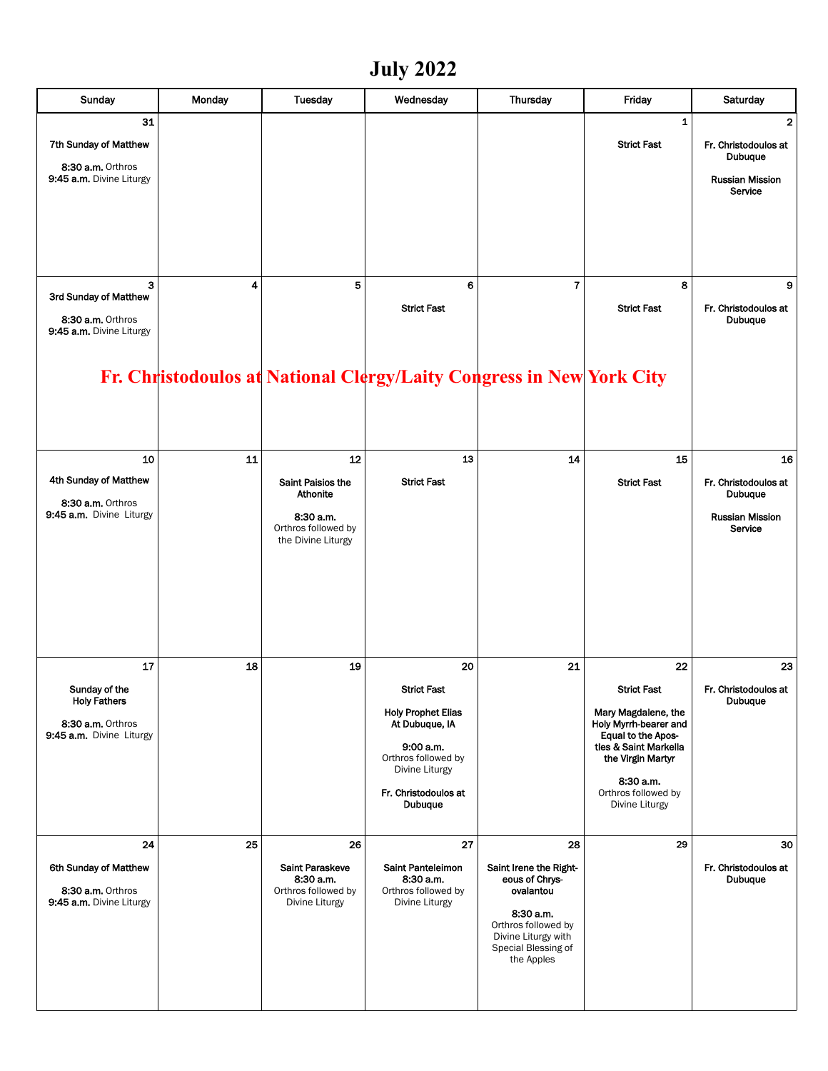# July 2022

| Sunday | Monday | Tuesday | Wednesday | Thursday | Friday | Saturday |
|---|---|---|---|---|---|---|
| 31<br>7th Sunday of Matthew<br>**8:30 a.m.** Orthros<br>**9:45 a.m.** Divine Liturgy | | | | | 1<br>Strict Fast | 2<br>Fr. Christodoulos at Dubuque<br>Russian Mission Service |
| 3<br>3rd Sunday of Matthew<br>**8:30 a.m.** Orthros<br>**9:45 a.m.** Divine Liturgy | 4 | 5 | 6<br>Strict Fast | 7 | 8<br>Strict Fast | 9<br>Fr. Christodoulos at Dubuque |
| 10<br>4th Sunday of Matthew<br>**8:30 a.m.** Orthros<br>**9:45 a.m.** Divine Liturgy | 11 | 12<br>Saint Paisios the Athonite<br>**8:30 a.m.**<br>Orthros followed by the Divine Liturgy | 13<br>Strict Fast | 14 | 15<br>Strict Fast | 16<br>Fr. Christodoulos at Dubuque<br>Russian Mission Service |
| 17<br>Sunday of the Holy Fathers<br>**8:30 a.m.** Orthros<br>**9:45 a.m.** Divine Liturgy | 18 | 19 | 20<br>Strict Fast<br>Holy Prophet Elias At Dubuque, IA<br>**9:00 a.m.**<br>Orthros followed by Divine Liturgy<br>Fr. Christodoulos at Dubuque | 21 | 22<br>Strict Fast<br>Mary Magdalene, the Holy Myrrh-bearer and Equal to the Apostles & Saint Markella the Virgin Martyr<br>**8:30 a.m.**<br>Orthros followed by Divine Liturgy | 23<br>Fr. Christodoulos at Dubuque |
| 24<br>6th Sunday of Matthew<br>**8:30 a.m.** Orthros<br>**9:45 a.m.** Divine Liturgy | 25 | 26<br>Saint Paraskeve<br>**8:30 a.m.**<br>Orthros followed by Divine Liturgy | 27<br>Saint Panteleimon<br>**8:30 a.m.**<br>Orthros followed by Divine Liturgy | 28<br>Saint Irene the Righteous of Chrysovalantou<br>**8:30 a.m.**<br>Orthros followed by Divine Liturgy with Special Blessing of the Apples | 29 | 30<br>Fr. Christodoulos at Dubuque |

**Fr. Christodoulos at National Clergy/Laity Congress in New York City** (July 3–8)